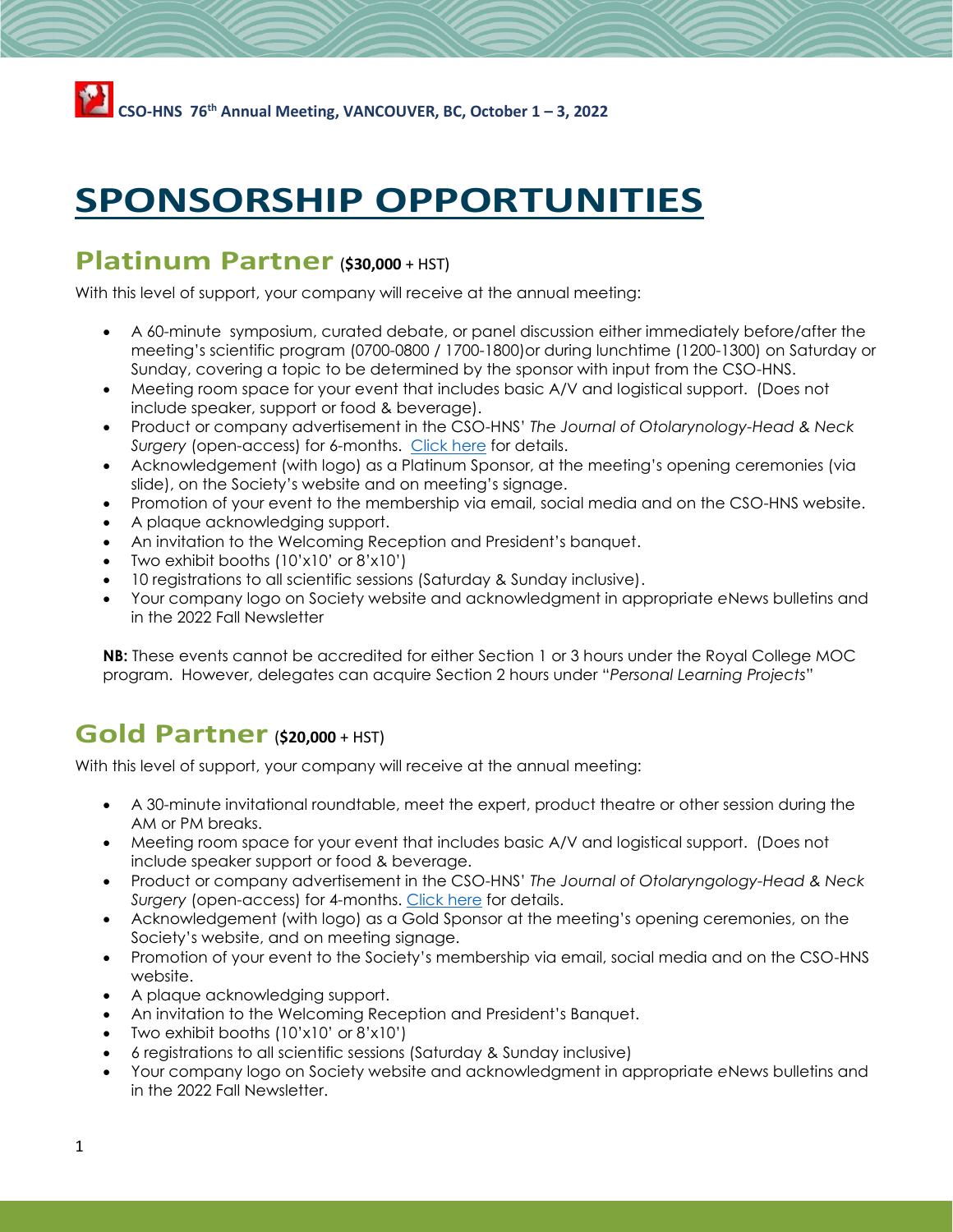CSO-HNS 76th Annual Meeting, VANCOUVER, BC, October 1 – 3, 2022

# SPONSORSHIP OPPORTUNITIES

## Platinum Partner (**$30,000** + HST)

With this level of support, your company will receive at the annual meeting:

- A 60-minute symposium, curated debate, or panel discussion either immediately before/after the meeting's scientific program (0700-0800 / 1700-1800)or during lunchtime (1200-1300) on Saturday or Sunday, covering a topic to be determined by the sponsor with input from the CSO-HNS.
- Meeting room space for your event that includes basic A/V and logistical support. (Does not include speaker, support or food & beverage).
- Product or company advertisement in the CSO-HNS' *The Journal of Otolarynology-Head & Neck Surgery* (open-access) for 6-months. Click here for details.
- Acknowledgement (with logo) as a Platinum Sponsor, at the meeting's opening ceremonies (via slide), on the Society's website and on meeting's signage.
- Promotion of your event to the membership via email, social media and on the CSO-HNS website.
- A plaque acknowledging support.
- An invitation to the Welcoming Reception and President's banquet.
- Two exhibit booths (10'x10' or 8'x10')
- 10 registrations to all scientific sessions (Saturday & Sunday inclusive).
- Your company logo on Society website and acknowledgment in appropriate eNews bulletins and in the 2022 Fall Newsletter

**NB:** These events cannot be accredited for either Section 1 or 3 hours under the Royal College MOC program. However, delegates can acquire Section 2 hours under "*Personal Learning Projects*"

## Gold Partner (**$20,000** + HST)

With this level of support, your company will receive at the annual meeting:

- A 30-minute invitational roundtable, meet the expert, product theatre or other session during the AM or PM breaks.
- Meeting room space for your event that includes basic A/V and logistical support. (Does not include speaker support or food & beverage.
- Product or company advertisement in the CSO-HNS' *The Journal of Otolaryngology-Head & Neck Surgery* (open-access) for 4-months. Click here for details.
- Acknowledgement (with logo) as a Gold Sponsor at the meeting's opening ceremonies, on the Society's website, and on meeting signage.
- Promotion of your event to the Society's membership via email, social media and on the CSO-HNS website.
- A plaque acknowledging support.
- An invitation to the Welcoming Reception and President's Banquet.
- Two exhibit booths (10'x10' or 8'x10')
- 6 registrations to all scientific sessions (Saturday & Sunday inclusive)
- Your company logo on Society website and acknowledgment in appropriate eNews bulletins and in the 2022 Fall Newsletter.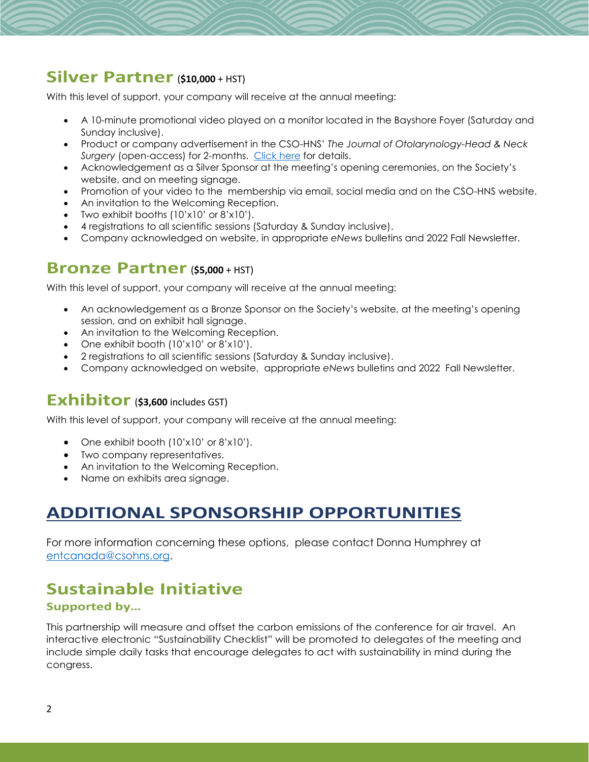## Silver Partner (**$10,000** + HST)

With this level of support, your company will receive at the annual meeting:

- A 10-minute promotional video played on a monitor located in the Bayshore Foyer (Saturday and Sunday inclusive).
- Product or company advertisement in the CSO-HNS' *The Journal of Otolarynology-Head & Neck Surgery* (open-access) for 2-months. Click here for details.
- Acknowledgement as a Silver Sponsor at the meeting's opening ceremonies, on the Society's website, and on meeting signage.
- Promotion of your video to the membership via email, social media and on the CSO-HNS website.
- An invitation to the Welcoming Reception.
- Two exhibit booths (10'x10' or 8'x10').
- 4 registrations to all scientific sessions (Saturday & Sunday inclusive).
- Company acknowledged on website, in appropriate *eNews* bulletins and 2022 Fall Newsletter.

## Bronze Partner (**$5,000** + HST)

With this level of support, your company will receive at the annual meeting:

- An acknowledgement as a Bronze Sponsor on the Society's website, at the meeting's opening session, and on exhibit hall signage.
- An invitation to the Welcoming Reception.
- One exhibit booth (10'x10' or 8'x10').
- 2 registrations to all scientific sessions (Saturday & Sunday inclusive).
- Company acknowledged on website, appropriate *eNews* bulletins and 2022 Fall Newsletter.

## Exhibitor (**$3,600** includes GST)

With this level of support, your company will receive at the annual meeting:

- One exhibit booth (10'x10' or 8'x10').
- Two company representatives.
- An invitation to the Welcoming Reception.
- Name on exhibits area signage.

# ADDITIONAL SPONSORSHIP OPPORTUNITIES

For more information concerning these options, please contact Donna Humphrey at entcanada@csohns.org.

## Sustainable Initiative

### Supported by…

This partnership will measure and offset the carbon emissions of the conference for air travel. An interactive electronic "Sustainability Checklist" will be promoted to delegates of the meeting and include simple daily tasks that encourage delegates to act with sustainability in mind during the congress.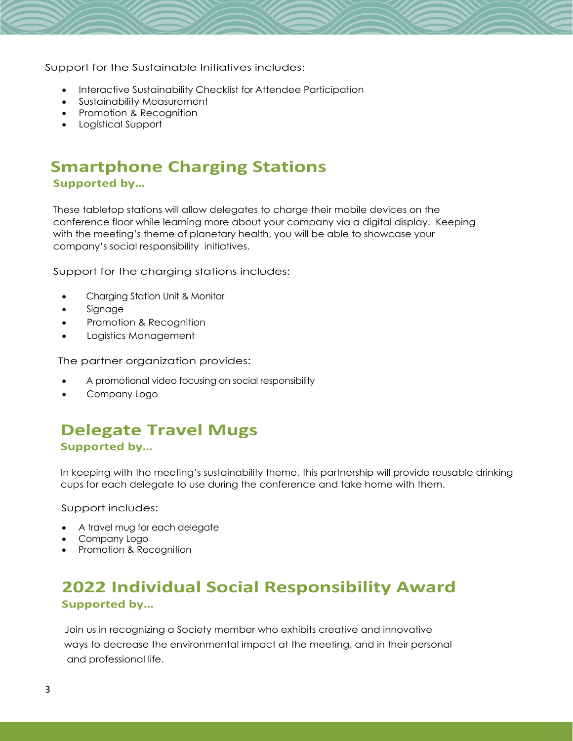Support for the Sustainable Initiatives includes:

- Interactive Sustainability Checklist for Attendee Participation
- Sustainability Measurement
- Promotion & Recognition
- Logistical Support

## Smartphone Charging Stations

**Supported by...**

These tabletop stations will allow delegates to charge their mobile devices on the conference floor while learning more about your company via a digital display. Keeping with the meeting's theme of planetary health, you will be able to showcase your company's social responsibility initiatives.

Support for the charging stations includes:

- Charging Station Unit & Monitor
- Signage
- Promotion & Recognition
- Logistics Management

The partner organization provides:

- A promotional video focusing on social responsibility
- Company Logo

## Delegate Travel Mugs

**Supported by...**

In keeping with the meeting's sustainability theme, this partnership will provide reusable drinking cups for each delegate to use during the conference and take home with them.

Support includes:

- A travel mug for each delegate
- Company Logo
- Promotion & Recognition

## 2022 Individual Social Responsibility Award

**Supported by...**

Join us in recognizing a Society member who exhibits creative and innovative ways to decrease the environmental impact at the meeting, and in their personal and professional life.